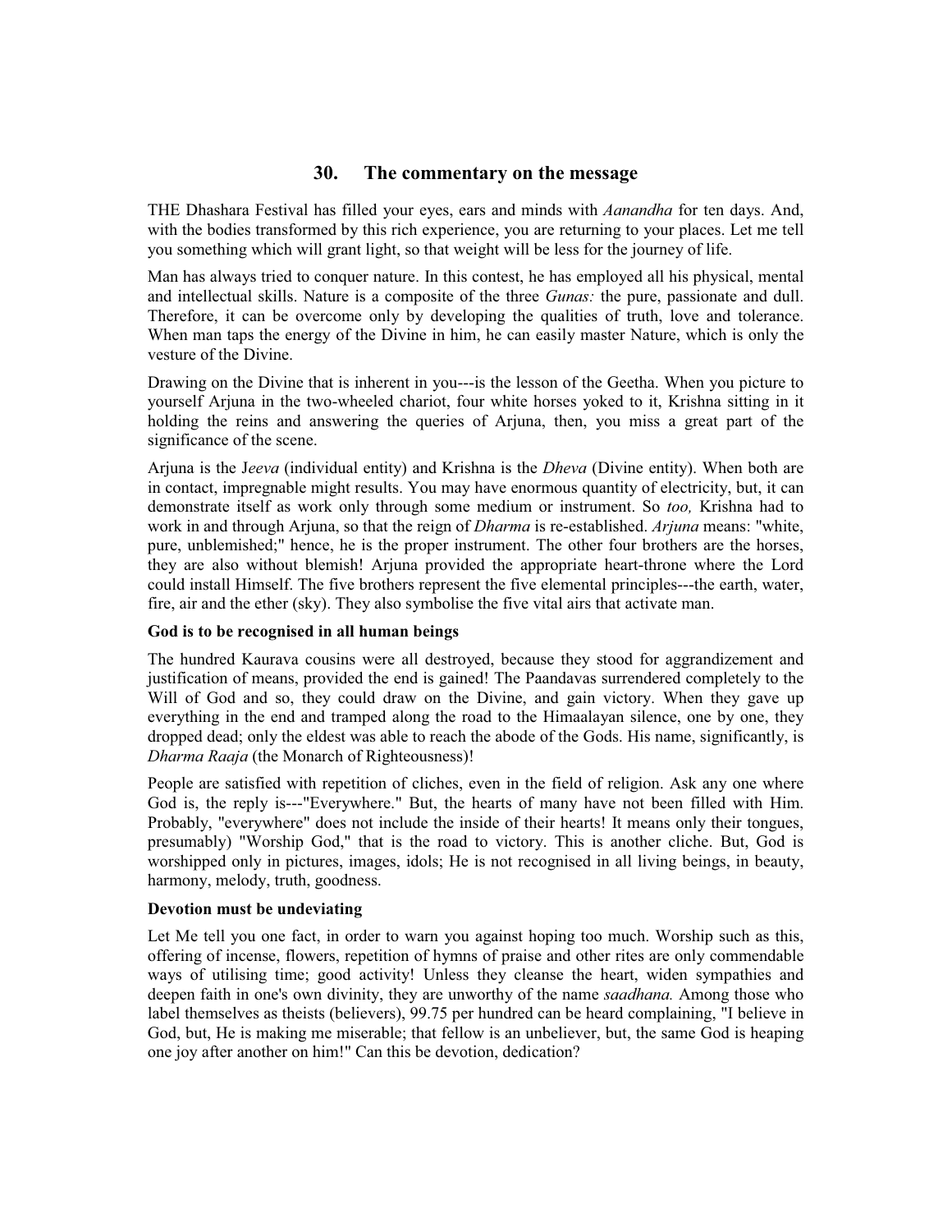# 30. The commentary on the message

THE Dhashara Festival has filled your eyes, ears and minds with *Aanandha* for ten days. And, with the bodies transformed by this rich experience, you are returning to your places. Let me tell you something which will grant light, so that weight will be less for the journey of life.

Man has always tried to conquer nature. In this contest, he has employed all his physical, mental and intellectual skills. Nature is a composite of the three *Gunas:* the pure, passionate and dull. Therefore, it can be overcome only by developing the qualities of truth, love and tolerance. When man taps the energy of the Divine in him, he can easily master Nature, which is only the vesture of the Divine.

Drawing on the Divine that is inherent in you---is the lesson of the Geetha. When you picture to yourself Arjuna in the two-wheeled chariot, four white horses yoked to it, Krishna sitting in it holding the reins and answering the queries of Arjuna, then, you miss a great part of the significance of the scene.

Arjuna is the J*eeva* (individual entity) and Krishna is the *Dheva* (Divine entity). When both are in contact, impregnable might results. You may have enormous quantity of electricity, but, it can demonstrate itself as work only through some medium or instrument. So *too,* Krishna had to work in and through Arjuna, so that the reign of *Dharma* is re-established. *Arjuna* means: "white, pure, unblemished;" hence, he is the proper instrument. The other four brothers are the horses, they are also without blemish! Arjuna provided the appropriate heart-throne where the Lord could install Himself. The five brothers represent the five elemental principles---the earth, water, fire, air and the ether (sky). They also symbolise the five vital airs that activate man.

### God is to be recognised in all human beings

The hundred Kaurava cousins were all destroyed, because they stood for aggrandizement and justification of means, provided the end is gained! The Paandavas surrendered completely to the Will of God and so, they could draw on the Divine, and gain victory. When they gave up everything in the end and tramped along the road to the Himaalayan silence, one by one, they dropped dead; only the eldest was able to reach the abode of the Gods. His name, significantly, is *Dharma Raaja* (the Monarch of Righteousness)!

People are satisfied with repetition of cliches, even in the field of religion. Ask any one where God is, the reply is---"Everywhere." But, the hearts of many have not been filled with Him. Probably, "everywhere" does not include the inside of their hearts! It means only their tongues, presumably) "Worship God," that is the road to victory. This is another cliche. But, God is worshipped only in pictures, images, idols; He is not recognised in all living beings, in beauty, harmony, melody, truth, goodness.

### Devotion must be undeviating

Let Me tell you one fact, in order to warn you against hoping too much. Worship such as this, offering of incense, flowers, repetition of hymns of praise and other rites are only commendable ways of utilising time; good activity! Unless they cleanse the heart, widen sympathies and deepen faith in one's own divinity, they are unworthy of the name *saadhana.* Among those who label themselves as theists (believers), 99.75 per hundred can be heard complaining, "I believe in God, but, He is making me miserable; that fellow is an unbeliever, but, the same God is heaping one joy after another on him!" Can this be devotion, dedication?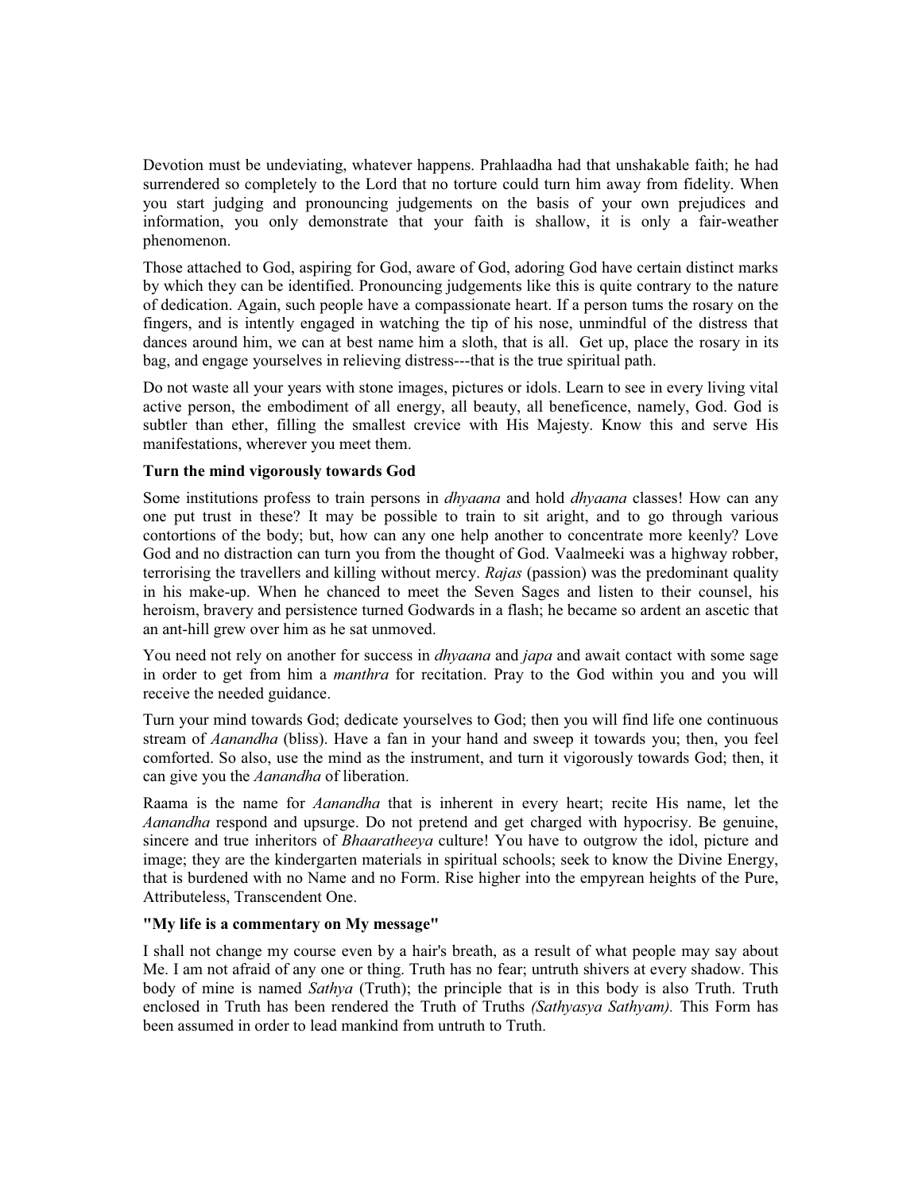Devotion must be undeviating, whatever happens. Prahlaadha had that unshakable faith; he had surrendered so completely to the Lord that no torture could turn him away from fidelity. When you start judging and pronouncing judgements on the basis of your own prejudices and information, you only demonstrate that your faith is shallow, it is only a fair-weather phenomenon.

Those attached to God, aspiring for God, aware of God, adoring God have certain distinct marks by which they can be identified. Pronouncing judgements like this is quite contrary to the nature of dedication. Again, such people have a compassionate heart. If a person tums the rosary on the fingers, and is intently engaged in watching the tip of his nose, unmindful of the distress that dances around him, we can at best name him a sloth, that is all. Get up, place the rosary in its bag, and engage yourselves in relieving distress---that is the true spiritual path.

Do not waste all your years with stone images, pictures or idols. Learn to see in every living vital active person, the embodiment of all energy, all beauty, all beneficence, namely, God. God is subtler than ether, filling the smallest crevice with His Majesty. Know this and serve His manifestations, wherever you meet them.

**Turn the mind vigorously towards God**

Some institutions profess to train persons in *dhyaana* and hold *dhyaana* classes! How can any one put trust in these? It may be possible to train to sit aright, and to go through various contortions of the body; but, how can any one help another to concentrate more keenly? Love God and no distraction can turn you from the thought of God. Vaalmeeki was a highway robber, terrorising the travellers and killing without mercy. *Rajas* (passion) was the predominant quality in his make-up. When he chanced to meet the Seven Sages and listen to their counsel, his heroism, bravery and persistence turned Godwards in a flash; he became so ardent an ascetic that an ant-hill grew over him as he sat unmoved.

You need not rely on another for success in *dhyaana* and *japa* and await contact with some sage in order to get from him a *manthra* for recitation. Pray to the God within you and you will receive the needed guidance.

Turn your mind towards God; dedicate yourselves to God; then you will find life one continuous stream of *Aanandha* (bliss). Have a fan in your hand and sweep it towards you; then, you feel comforted. So also, use the mind as the instrument, and turn it vigorously towards God; then, it can give you the *Aanandha* of liberation.

Raama is the name for *Aanandha* that is inherent in every heart; recite His name, let the *Aanandha* respond and upsurge. Do not pretend and get charged with hypocrisy. Be genuine, sincere and true inheritors of *Bhaaratheeya* culture! You have to outgrow the idol, picture and image; they are the kindergarten materials in spiritual schools; seek to know the Divine Energy, that is burdened with no Name and no Form. Rise higher into the empyrean heights of the Pure, Attributeless, Transcendent One.

**"My life is a commentary on My message"**

I shall not change my course even by a hair's breath, as a result of what people may say about Me. I am not afraid of any one or thing. Truth has no fear; untruth shivers at every shadow. This body of mine is named *Sathya* (Truth); the principle that is in this body is also Truth. Truth enclosed in Truth has been rendered the Truth of Truths *(Sathyasya Sathyam).* This Form has been assumed in order to lead mankind from untruth to Truth.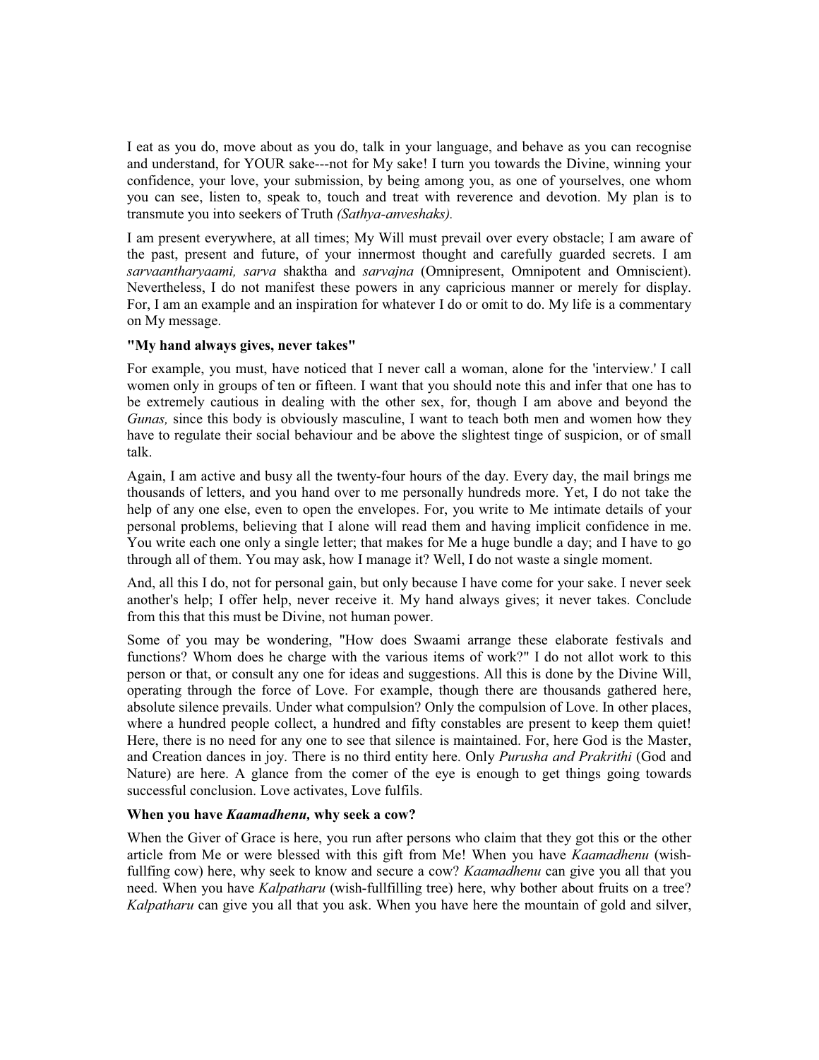I eat as you do, move about as you do, talk in your language, and behave as you can recognise and understand, for YOUR sake---not for My sake! I turn you towards the Divine, winning your confidence, your love, your submission, by being among you, as one of yourselves, one whom you can see, listen to, speak to, touch and treat with reverence and devotion. My plan is to transmute you into seekers of Truth *(Sathya-anveshaks).*

I am present everywhere, at all times; My Will must prevail over every obstacle; I am aware of the past, present and future, of your innermost thought and carefully guarded secrets. I am *sarvaantharyaami, sarva* shaktha and *sarvajna* (Omnipresent, Omnipotent and Omniscient). Nevertheless, I do not manifest these powers in any capricious manner or merely for display. For, I am an example and an inspiration for whatever I do or omit to do. My life is a commentary on My message.

**"My hand always gives, never takes"**

For example, you must, have noticed that I never call a woman, alone for the 'interview.' I call women only in groups of ten or fifteen. I want that you should note this and infer that one has to be extremely cautious in dealing with the other sex, for, though I am above and beyond the *Gunas,* since this body is obviously masculine, I want to teach both men and women how they have to regulate their social behaviour and be above the slightest tinge of suspicion, or of small talk.

Again, I am active and busy all the twenty-four hours of the day. Every day, the mail brings me thousands of letters, and you hand over to me personally hundreds more. Yet, I do not take the help of any one else, even to open the envelopes. For, you write to Me intimate details of your personal problems, believing that I alone will read them and having implicit confidence in me. You write each one only a single letter; that makes for Me a huge bundle a day; and I have to go through all of them. You may ask, how I manage it? Well, I do not waste a single moment.

And, all this I do, not for personal gain, but only because I have come for your sake. I never seek another's help; I offer help, never receive it. My hand always gives; it never takes. Conclude from this that this must be Divine, not human power.

Some of you may be wondering, "How does Swaami arrange these elaborate festivals and functions? Whom does he charge with the various items of work?" I do not allot work to this person or that, or consult any one for ideas and suggestions. All this is done by the Divine Will, operating through the force of Love. For example, though there are thousands gathered here, absolute silence prevails. Under what compulsion? Only the compulsion of Love. In other places, where a hundred people collect, a hundred and fifty constables are present to keep them quiet! Here, there is no need for any one to see that silence is maintained. For, here God is the Master, and Creation dances in joy. There is no third entity here. Only *Purusha and Prakrithi* (God and Nature) are here. A glance from the comer of the eye is enough to get things going towards successful conclusion. Love activates, Love fulfils.

**When you have *Kaamadhenu,* why seek a cow?**

When the Giver of Grace is here, you run after persons who claim that they got this or the other article from Me or were blessed with this gift from Me! When you have *Kaamadhenu* (wish-fullfing cow) here, why seek to know and secure a cow? *Kaamadhenu* can give you all that you need. When you have *Kalpatharu* (wish-fullfilling tree) here, why bother about fruits on a tree? *Kalpatharu* can give you all that you ask. When you have here the mountain of gold and silver,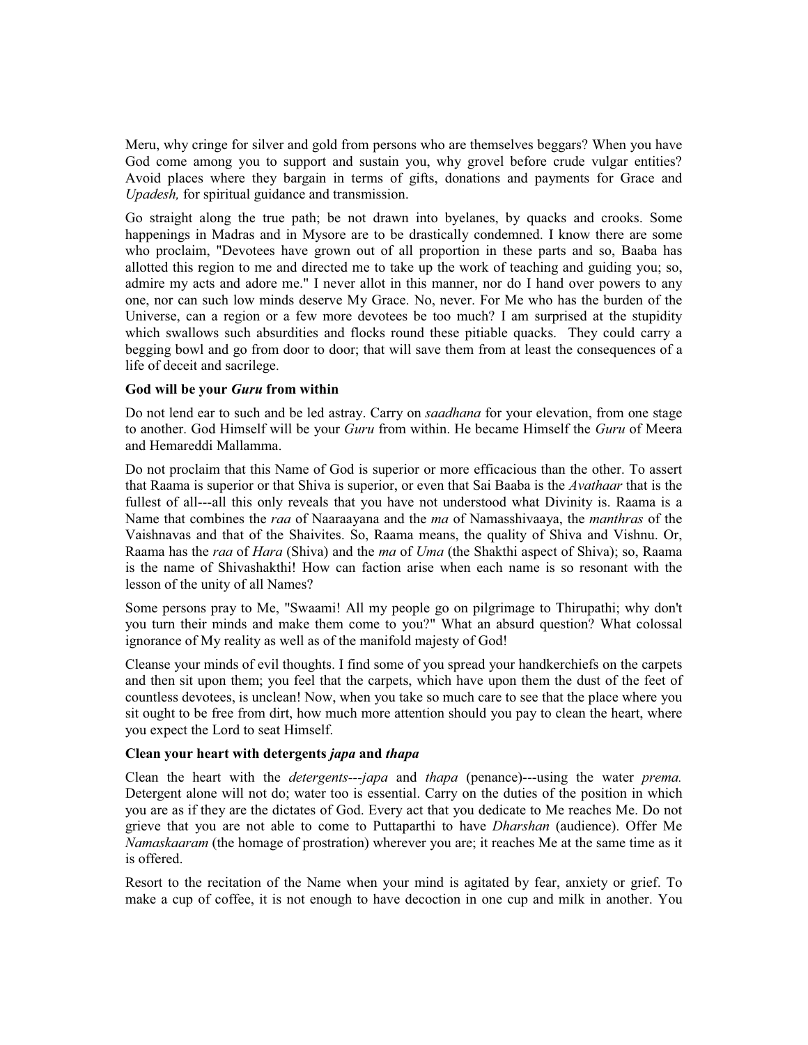Meru, why cringe for silver and gold from persons who are themselves beggars? When you have God come among you to support and sustain you, why grovel before crude vulgar entities? Avoid places where they bargain in terms of gifts, donations and payments for Grace and *Upadesh,* for spiritual guidance and transmission.

Go straight along the true path; be not drawn into byelanes, by quacks and crooks. Some happenings in Madras and in Mysore are to be drastically condemned. I know there are some who proclaim, "Devotees have grown out of all proportion in these parts and so, Baaba has allotted this region to me and directed me to take up the work of teaching and guiding you; so, admire my acts and adore me." I never allot in this manner, nor do I hand over powers to any one, nor can such low minds deserve My Grace. No, never. For Me who has the burden of the Universe, can a region or a few more devotees be too much? I am surprised at the stupidity which swallows such absurdities and flocks round these pitiable quacks. They could carry a begging bowl and go from door to door; that will save them from at least the consequences of a life of deceit and sacrilege.

### God will be your *Guru* from within

Do not lend ear to such and be led astray. Carry on *saadhana* for your elevation, from one stage to another. God Himself will be your *Guru* from within. He became Himself the *Guru* of Meera and Hemareddi Mallamma.

Do not proclaim that this Name of God is superior or more efficacious than the other. To assert that Raama is superior or that Shiva is superior, or even that Sai Baaba is the *Avathaar* that is the fullest of all---all this only reveals that you have not understood what Divinity is. Raama is a Name that combines the *raa* of Naaraayana and the *ma* of Namasshivaaya, the *manthras* of the Vaishnavas and that of the Shaivites. So, Raama means, the quality of Shiva and Vishnu. Or, Raama has the *raa* of *Hara* (Shiva) and the *ma* of *Uma* (the Shakthi aspect of Shiva); so, Raama is the name of Shivashakthi! How can faction arise when each name is so resonant with the lesson of the unity of all Names?

Some persons pray to Me, "Swaami! All my people go on pilgrimage to Thirupathi; why don't you turn their minds and make them come to you?" What an absurd question? What colossal ignorance of My reality as well as of the manifold majesty of God!

Cleanse your minds of evil thoughts. I find some of you spread your handkerchiefs on the carpets and then sit upon them; you feel that the carpets, which have upon them the dust of the feet of countless devotees, is unclean! Now, when you take so much care to see that the place where you sit ought to be free from dirt, how much more attention should you pay to clean the heart, where you expect the Lord to seat Himself.

### Clean your heart with detergents *japa* and *thapa*

Clean the heart with the *detergents---japa* and *thapa* (penance)---using the water *prema.* Detergent alone will not do; water too is essential. Carry on the duties of the position in which you are as if they are the dictates of God. Every act that you dedicate to Me reaches Me. Do not grieve that you are not able to come to Puttaparthi to have *Dharshan* (audience). Offer Me *Namaskaaram* (the homage of prostration) wherever you are; it reaches Me at the same time as it is offered.

Resort to the recitation of the Name when your mind is agitated by fear, anxiety or grief. To make a cup of coffee, it is not enough to have decoction in one cup and milk in another. You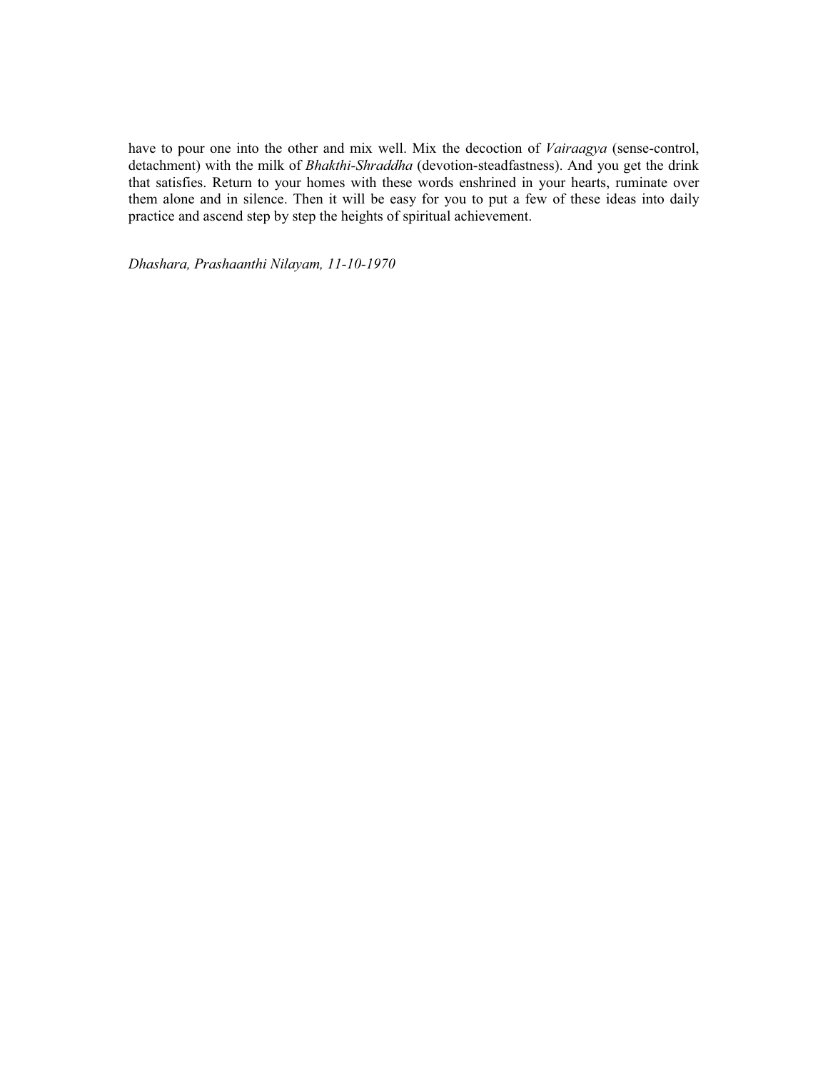have to pour one into the other and mix well. Mix the decoction of *Vairaagya* (sense-control, detachment) with the milk of *Bhakthi-Shraddha* (devotion-steadfastness). And you get the drink that satisfies. Return to your homes with these words enshrined in your hearts, ruminate over them alone and in silence. Then it will be easy for you to put a few of these ideas into daily practice and ascend step by step the heights of spiritual achievement.

*Dhashara, Prashaanthi Nilayam, 11-10-1970*